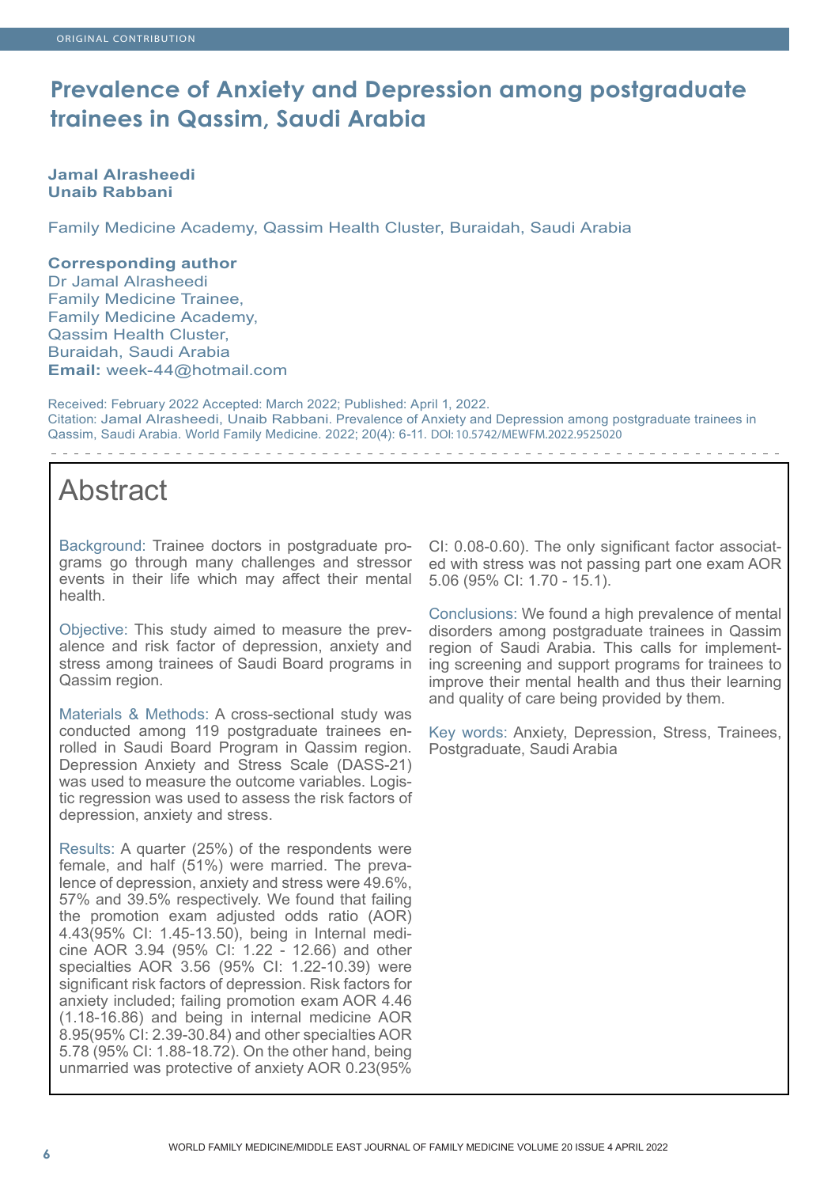ORIGINAL CONTRIBUTION

# Prevalence of Anxiety and Depression among postgraduate trainees in Qassim, Saudi Arabia

**Jamal Alrasheedi**
**Unaib Rabbani**

Family Medicine Academy, Qassim Health Cluster, Buraidah, Saudi Arabia

**Corresponding author**
Dr Jamal Alrasheedi
Family Medicine Trainee,
Family Medicine Academy,
Qassim Health Cluster,
Buraidah, Saudi Arabia
**Email:** week-44@hotmail.com

Received: February 2022 Accepted: March 2022; Published: April 1, 2022.
Citation: Jamal Alrasheedi, Unaib Rabbani. Prevalence of Anxiety and Depression among postgraduate trainees in Qassim, Saudi Arabia. World Family Medicine. 2022; 20(4): 6-11. DOI:10.5742/MEWFM.2022.9525020

## Abstract

Background: Trainee doctors in postgraduate programs go through many challenges and stressor events in their life which may affect their mental health.

Objective: This study aimed to measure the prevalence and risk factor of depression, anxiety and stress among trainees of Saudi Board programs in Qassim region.

Materials & Methods: A cross-sectional study was conducted among 119 postgraduate trainees enrolled in Saudi Board Program in Qassim region. Depression Anxiety and Stress Scale (DASS-21) was used to measure the outcome variables. Logistic regression was used to assess the risk factors of depression, anxiety and stress.

Results: A quarter (25%) of the respondents were female, and half (51%) were married. The prevalence of depression, anxiety and stress were 49.6%, 57% and 39.5% respectively. We found that failing the promotion exam adjusted odds ratio (AOR) 4.43(95% CI: 1.45-13.50), being in Internal medicine AOR 3.94 (95% CI: 1.22 - 12.66) and other specialties AOR 3.56 (95% CI: 1.22-10.39) were significant risk factors of depression. Risk factors for anxiety included; failing promotion exam AOR 4.46 (1.18-16.86) and being in internal medicine AOR 8.95(95% CI: 2.39-30.84) and other specialties AOR 5.78 (95% CI: 1.88-18.72). On the other hand, being unmarried was protective of anxiety AOR 0.23(95% CI: 0.08-0.60). The only significant factor associated with stress was not passing part one exam AOR 5.06 (95% CI: 1.70 - 15.1).

Conclusions: We found a high prevalence of mental disorders among postgraduate trainees in Qassim region of Saudi Arabia. This calls for implementing screening and support programs for trainees to improve their mental health and thus their learning and quality of care being provided by them.

Key words: Anxiety, Depression, Stress, Trainees, Postgraduate, Saudi Arabia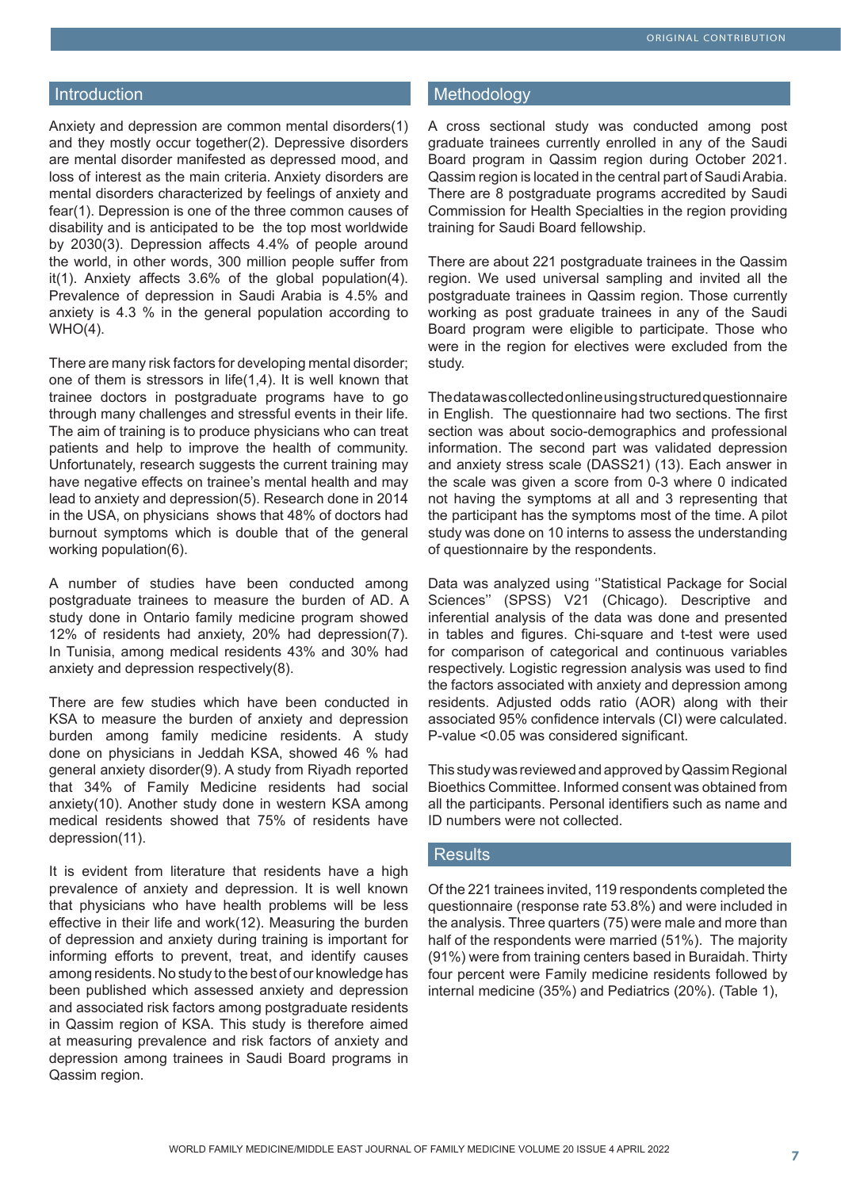## Introduction

Anxiety and depression are common mental disorders(1) and they mostly occur together(2). Depressive disorders are mental disorder manifested as depressed mood, and loss of interest as the main criteria. Anxiety disorders are mental disorders characterized by feelings of anxiety and fear(1). Depression is one of the three common causes of disability and is anticipated to be the top most worldwide by 2030(3). Depression affects 4.4% of people around the world, in other words, 300 million people suffer from it(1). Anxiety affects 3.6% of the global population(4). Prevalence of depression in Saudi Arabia is 4.5% and anxiety is 4.3 % in the general population according to WHO(4).

There are many risk factors for developing mental disorder; one of them is stressors in life(1,4). It is well known that trainee doctors in postgraduate programs have to go through many challenges and stressful events in their life. The aim of training is to produce physicians who can treat patients and help to improve the health of community. Unfortunately, research suggests the current training may have negative effects on trainee's mental health and may lead to anxiety and depression(5). Research done in 2014 in the USA, on physicians shows that 48% of doctors had burnout symptoms which is double that of the general working population(6).

A number of studies have been conducted among postgraduate trainees to measure the burden of AD. A study done in Ontario family medicine program showed 12% of residents had anxiety, 20% had depression(7). In Tunisia, among medical residents 43% and 30% had anxiety and depression respectively(8).

There are few studies which have been conducted in KSA to measure the burden of anxiety and depression burden among family medicine residents. A study done on physicians in Jeddah KSA, showed 46 % had general anxiety disorder(9). A study from Riyadh reported that 34% of Family Medicine residents had social anxiety(10). Another study done in western KSA among medical residents showed that 75% of residents have depression(11).

It is evident from literature that residents have a high prevalence of anxiety and depression. It is well known that physicians who have health problems will be less effective in their life and work(12). Measuring the burden of depression and anxiety during training is important for informing efforts to prevent, treat, and identify causes among residents. No study to the best of our knowledge has been published which assessed anxiety and depression and associated risk factors among postgraduate residents in Qassim region of KSA. This study is therefore aimed at measuring prevalence and risk factors of anxiety and depression among trainees in Saudi Board programs in Qassim region.

## Methodology

A cross sectional study was conducted among post graduate trainees currently enrolled in any of the Saudi Board program in Qassim region during October 2021. Qassim region is located in the central part of Saudi Arabia. There are 8 postgraduate programs accredited by Saudi Commission for Health Specialties in the region providing training for Saudi Board fellowship.

There are about 221 postgraduate trainees in the Qassim region. We used universal sampling and invited all the postgraduate trainees in Qassim region. Those currently working as post graduate trainees in any of the Saudi Board program were eligible to participate. Those who were in the region for electives were excluded from the study.

The data was collected online using structured questionnaire in English. The questionnaire had two sections. The first section was about socio-demographics and professional information. The second part was validated depression and anxiety stress scale (DASS21) (13). Each answer in the scale was given a score from 0-3 where 0 indicated not having the symptoms at all and 3 representing that the participant has the symptoms most of the time. A pilot study was done on 10 interns to assess the understanding of questionnaire by the respondents.

Data was analyzed using ''Statistical Package for Social Sciences'' (SPSS) V21 (Chicago). Descriptive and inferential analysis of the data was done and presented in tables and figures. Chi-square and t-test were used for comparison of categorical and continuous variables respectively. Logistic regression analysis was used to find the factors associated with anxiety and depression among residents. Adjusted odds ratio (AOR) along with their associated 95% confidence intervals (CI) were calculated. P-value <0.05 was considered significant.

This study was reviewed and approved by Qassim Regional Bioethics Committee. Informed consent was obtained from all the participants. Personal identifiers such as name and ID numbers were not collected.

## Results

Of the 221 trainees invited, 119 respondents completed the questionnaire (response rate 53.8%) and were included in the analysis. Three quarters (75) were male and more than half of the respondents were married (51%). The majority (91%) were from training centers based in Buraidah. Thirty four percent were Family medicine residents followed by internal medicine (35%) and Pediatrics (20%). (Table 1),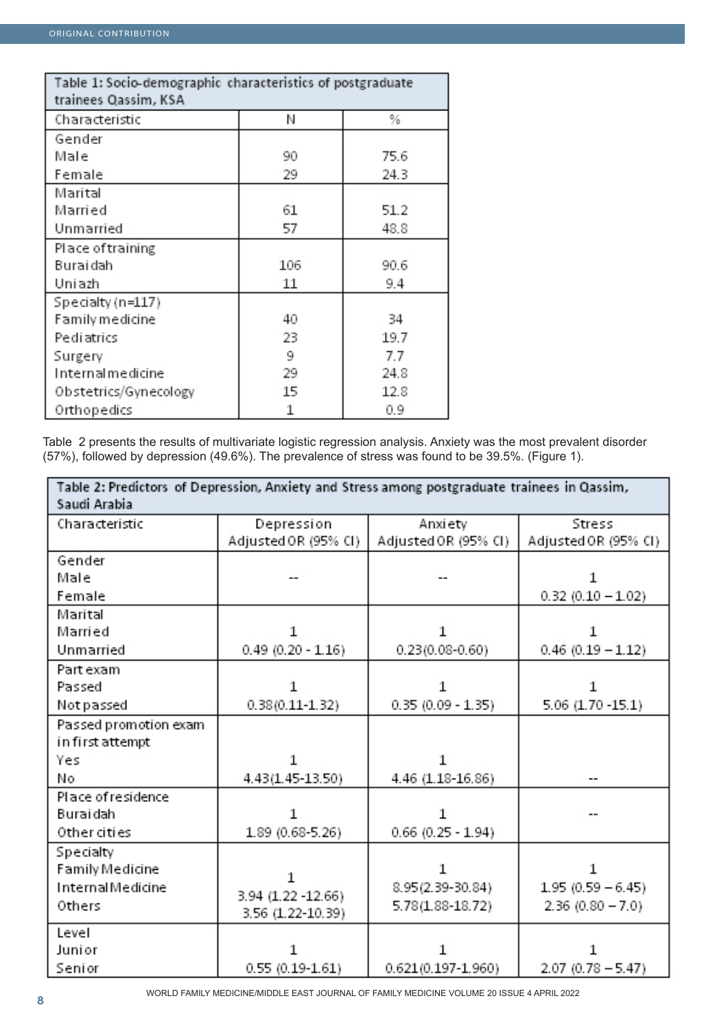Table 1: Socio-demographic characteristics of postgraduate trainees Qassim, KSA

| Characteristic | N | % |
|---|---|---|
| Gender | | |
| Male | 90 | 75.6 |
| Female | 29 | 24.3 |
| Marital | | |
| Married | 61 | 51.2 |
| Unmarried | 57 | 48.8 |
| Place of training | | |
| Buraidah | 106 | 90.6 |
| Uniazh | 11 | 9.4 |
| Specialty (n=117) | | |
| Family medicine | 40 | 34 |
| Pediatrics | 23 | 19.7 |
| Surgery | 9 | 7.7 |
| Internal medicine | 29 | 24.8 |
| Obstetrics/Gynecology | 15 | 12.8 |
| Orthopedics | 1 | 0.9 |

Table 2 presents the results of multivariate logistic regression analysis. Anxiety was the most prevalent disorder (57%), followed by depression (49.6%). The prevalence of stress was found to be 39.5%. (Figure 1).

Table 2: Predictors of Depression, Anxiety and Stress among postgraduate trainees in Qassim, Saudi Arabia

| Characteristic | Depression Adjusted OR (95% CI) | Anxiety Adjusted OR (95% CI) | Stress Adjusted OR (95% CI) |
|---|---|---|---|
| Gender | | | |
| Male | -- | -- | 1 |
| Female | | | 0.32 (0.10 – 1.02) |
| Marital | | | |
| Married | 1 | 1 | 1 |
| Unmarried | 0.49 (0.20 - 1.16) | 0.23(0.08-0.60) | 0.46 (0.19 – 1.12) |
| Part exam | | | |
| Passed | 1 | 1 | 1 |
| Not passed | 0.38(0.11-1.32) | 0.35 (0.09 - 1.35) | 5.06 (1.70 -15.1) |
| Passed promotion exam in first attempt | | | |
| Yes | 1 | 1 | |
| No | 4.43(1.45-13.50) | 4.46 (1.18-16.86) | -- |
| Place of residence | | | |
| Buraidah | 1 | 1 | -- |
| Other cities | 1.89 (0.68-5.26) | 0.66 (0.25 - 1.94) | |
| Specialty | | | |
| Family Medicine | 1 | 1 | 1 |
| Internal Medicine | 3.94 (1.22 -12.66) | 8.95(2.39-30.84) | 1.95 (0.59 – 6.45) |
| Others | 3.56 (1.22-10.39) | 5.78(1.88-18.72) | 2.36 (0.80 – 7.0) |
| Level | | | |
| Junior | 1 | 1 | 1 |
| Senior | 0.55 (0.19-1.61) | 0.621(0.197-1.960) | 2.07 (0.78 – 5.47) |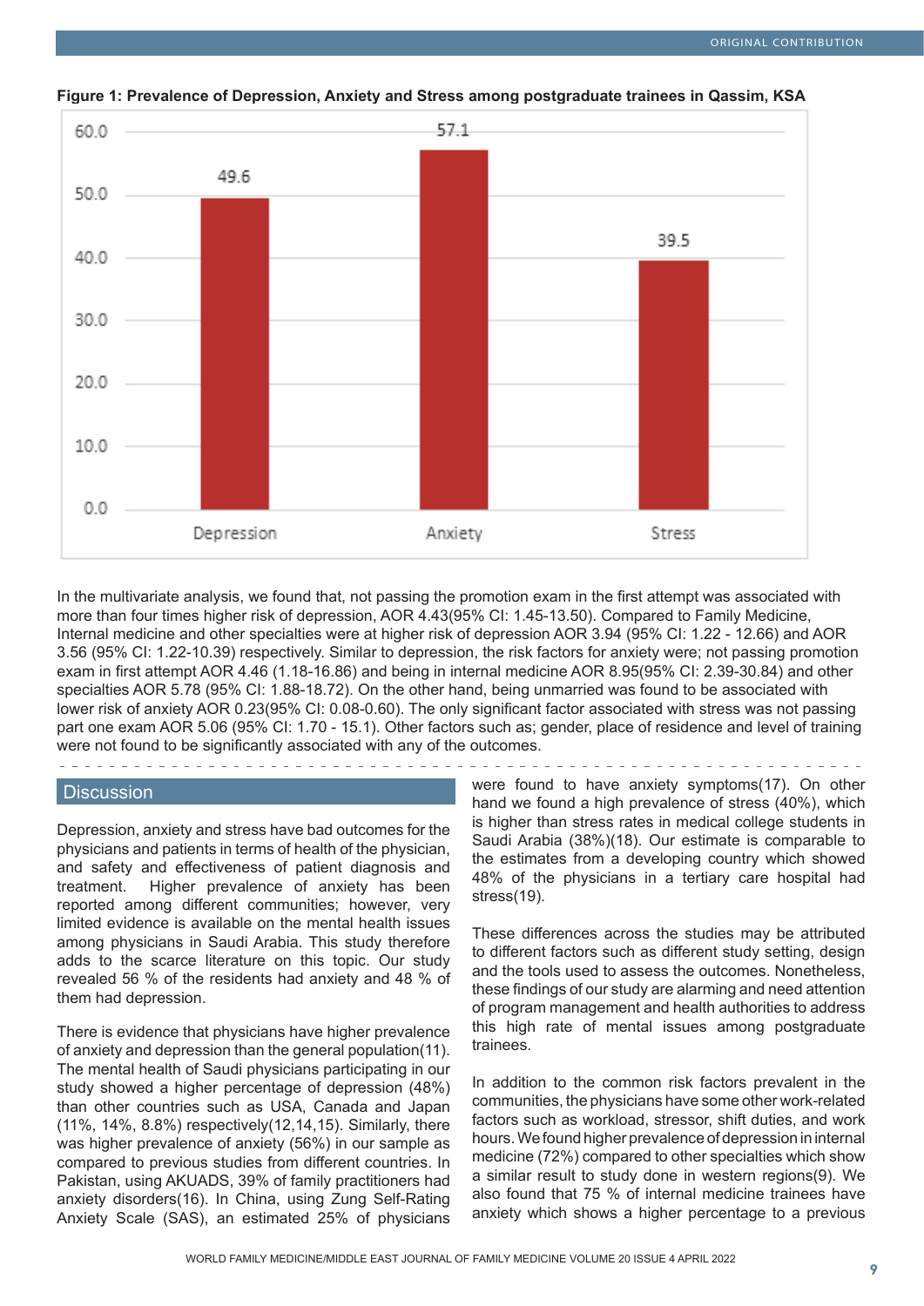**Figure 1: Prevalence of Depression, Anxiety and Stress among postgraduate trainees in Qassim, KSA**

| | Depression | Anxiety | Stress |
|---|---|---|---|
| % | 49.6 | 57.1 | 39.5 |

In the multivariate analysis, we found that, not passing the promotion exam in the first attempt was associated with more than four times higher risk of depression, AOR 4.43(95% CI: 1.45-13.50). Compared to Family Medicine, Internal medicine and other specialties were at higher risk of depression AOR 3.94 (95% CI: 1.22 - 12.66) and AOR 3.56 (95% CI: 1.22-10.39) respectively. Similar to depression, the risk factors for anxiety were; not passing promotion exam in first attempt AOR 4.46 (1.18-16.86) and being in internal medicine AOR 8.95(95% CI: 2.39-30.84) and other specialties AOR 5.78 (95% CI: 1.88-18.72). On the other hand, being unmarried was found to be associated with lower risk of anxiety AOR 0.23(95% CI: 0.08-0.60). The only significant factor associated with stress was not passing part one exam AOR 5.06 (95% CI: 1.70 - 15.1). Other factors such as; gender, place of residence and level of training were not found to be significantly associated with any of the outcomes.

## Discussion

Depression, anxiety and stress have bad outcomes for the physicians and patients in terms of health of the physician, and safety and effectiveness of patient diagnosis and treatment. Higher prevalence of anxiety has been reported among different communities; however, very limited evidence is available on the mental health issues among physicians in Saudi Arabia. This study therefore adds to the scarce literature on this topic. Our study revealed 56 % of the residents had anxiety and 48 % of them had depression.

There is evidence that physicians have higher prevalence of anxiety and depression than the general population(11). The mental health of Saudi physicians participating in our study showed a higher percentage of depression (48%) than other countries such as USA, Canada and Japan (11%, 14%, 8.8%) respectively(12,14,15). Similarly, there was higher prevalence of anxiety (56%) in our sample as compared to previous studies from different countries. In Pakistan, using AKUADS, 39% of family practitioners had anxiety disorders(16). In China, using Zung Self-Rating Anxiety Scale (SAS), an estimated 25% of physicians were found to have anxiety symptoms(17). On other hand we found a high prevalence of stress (40%), which is higher than stress rates in medical college students in Saudi Arabia (38%)(18). Our estimate is comparable to the estimates from a developing country which showed 48% of the physicians in a tertiary care hospital had stress(19).

These differences across the studies may be attributed to different factors such as different study setting, design and the tools used to assess the outcomes. Nonetheless, these findings of our study are alarming and need attention of program management and health authorities to address this high rate of mental issues among postgraduate trainees.

In addition to the common risk factors prevalent in the communities, the physicians have some other work-related factors such as workload, stressor, shift duties, and work hours. We found higher prevalence of depression in internal medicine (72%) compared to other specialties which show a similar result to study done in western regions(9). We also found that 75 % of internal medicine trainees have anxiety which shows a higher percentage to a previous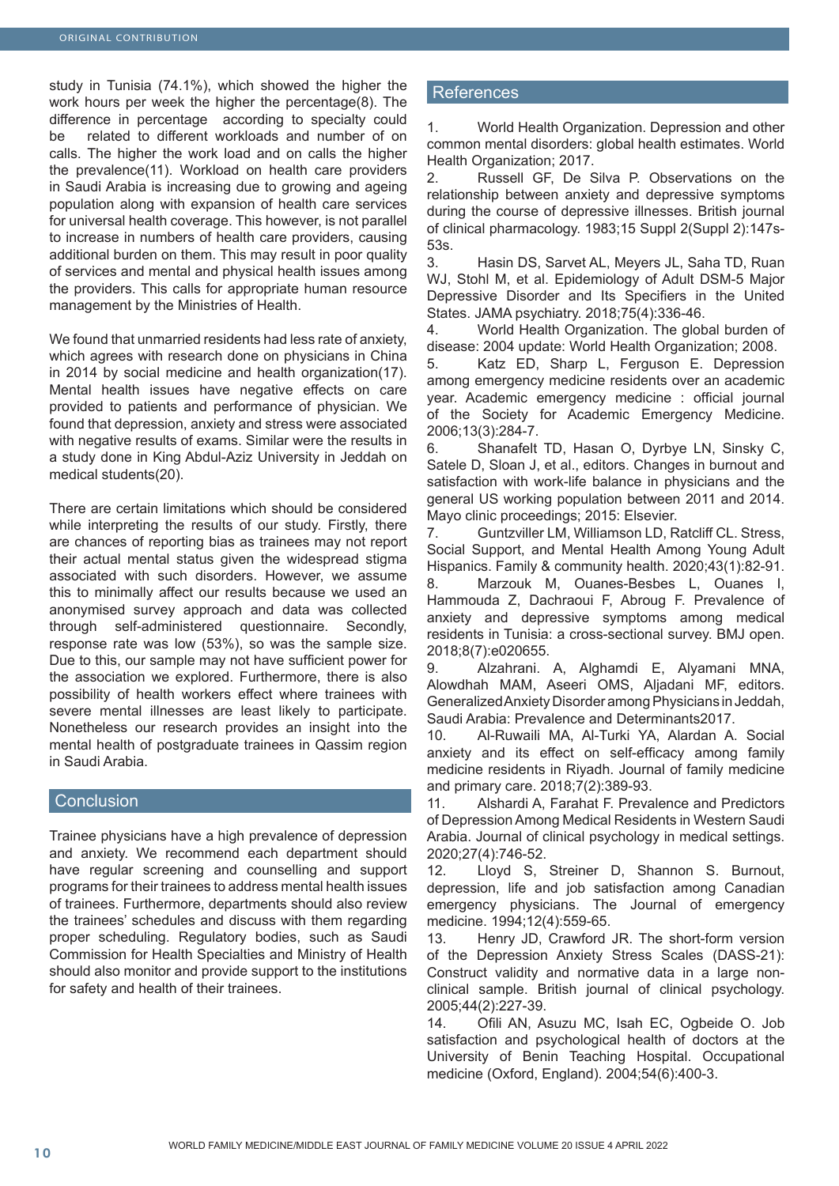study in Tunisia (74.1%), which showed the higher the work hours per week the higher the percentage(8). The difference in percentage according to specialty could be related to different workloads and number of on calls. The higher the work load and on calls the higher the prevalence(11). Workload on health care providers in Saudi Arabia is increasing due to growing and ageing population along with expansion of health care services for universal health coverage. This however, is not parallel to increase in numbers of health care providers, causing additional burden on them. This may result in poor quality of services and mental and physical health issues among the providers. This calls for appropriate human resource management by the Ministries of Health.

We found that unmarried residents had less rate of anxiety, which agrees with research done on physicians in China in 2014 by social medicine and health organization(17). Mental health issues have negative effects on care provided to patients and performance of physician. We found that depression, anxiety and stress were associated with negative results of exams. Similar were the results in a study done in King Abdul-Aziz University in Jeddah on medical students(20).

There are certain limitations which should be considered while interpreting the results of our study. Firstly, there are chances of reporting bias as trainees may not report their actual mental status given the widespread stigma associated with such disorders. However, we assume this to minimally affect our results because we used an anonymised survey approach and data was collected through self-administered questionnaire. Secondly, response rate was low (53%), so was the sample size. Due to this, our sample may not have sufficient power for the association we explored. Furthermore, there is also possibility of health workers effect where trainees with severe mental illnesses are least likely to participate. Nonetheless our research provides an insight into the mental health of postgraduate trainees in Qassim region in Saudi Arabia.

## Conclusion

Trainee physicians have a high prevalence of depression and anxiety. We recommend each department should have regular screening and counselling and support programs for their trainees to address mental health issues of trainees. Furthermore, departments should also review the trainees' schedules and discuss with them regarding proper scheduling. Regulatory bodies, such as Saudi Commission for Health Specialties and Ministry of Health should also monitor and provide support to the institutions for safety and health of their trainees.

## References

1. World Health Organization. Depression and other common mental disorders: global health estimates. World Health Organization; 2017.
2. Russell GF, De Silva P. Observations on the relationship between anxiety and depressive symptoms during the course of depressive illnesses. British journal of clinical pharmacology. 1983;15 Suppl 2(Suppl 2):147s-53s.
3. Hasin DS, Sarvet AL, Meyers JL, Saha TD, Ruan WJ, Stohl M, et al. Epidemiology of Adult DSM-5 Major Depressive Disorder and Its Specifiers in the United States. JAMA psychiatry. 2018;75(4):336-46.
4. World Health Organization. The global burden of disease: 2004 update: World Health Organization; 2008.
5. Katz ED, Sharp L, Ferguson E. Depression among emergency medicine residents over an academic year. Academic emergency medicine : official journal of the Society for Academic Emergency Medicine. 2006;13(3):284-7.
6. Shanafelt TD, Hasan O, Dyrbye LN, Sinsky C, Satele D, Sloan J, et al., editors. Changes in burnout and satisfaction with work-life balance in physicians and the general US working population between 2011 and 2014. Mayo clinic proceedings; 2015: Elsevier.
7. Guntzviller LM, Williamson LD, Ratcliff CL. Stress, Social Support, and Mental Health Among Young Adult Hispanics. Family & community health. 2020;43(1):82-91.
8. Marzouk M, Ouanes-Besbes L, Ouanes I, Hammouda Z, Dachraoui F, Abroug F. Prevalence of anxiety and depressive symptoms among medical residents in Tunisia: a cross-sectional survey. BMJ open. 2018;8(7):e020655.
9. Alzahrani. A, Alghamdi E, Alyamani MNA, Alowdhah MAM, Aseeri OMS, Aljadani MF, editors. Generalized Anxiety Disorder among Physicians in Jeddah, Saudi Arabia: Prevalence and Determinants2017.
10. Al-Ruwaili MA, Al-Turki YA, Alardan A. Social anxiety and its effect on self-efficacy among family medicine residents in Riyadh. Journal of family medicine and primary care. 2018;7(2):389-93.
11. Alshardi A, Farahat F. Prevalence and Predictors of Depression Among Medical Residents in Western Saudi Arabia. Journal of clinical psychology in medical settings. 2020;27(4):746-52.
12. Lloyd S, Streiner D, Shannon S. Burnout, depression, life and job satisfaction among Canadian emergency physicians. The Journal of emergency medicine. 1994;12(4):559-65.
13. Henry JD, Crawford JR. The short-form version of the Depression Anxiety Stress Scales (DASS-21): Construct validity and normative data in a large non-clinical sample. British journal of clinical psychology. 2005;44(2):227-39.
14. Ofili AN, Asuzu MC, Isah EC, Ogbeide O. Job satisfaction and psychological health of doctors at the University of Benin Teaching Hospital. Occupational medicine (Oxford, England). 2004;54(6):400-3.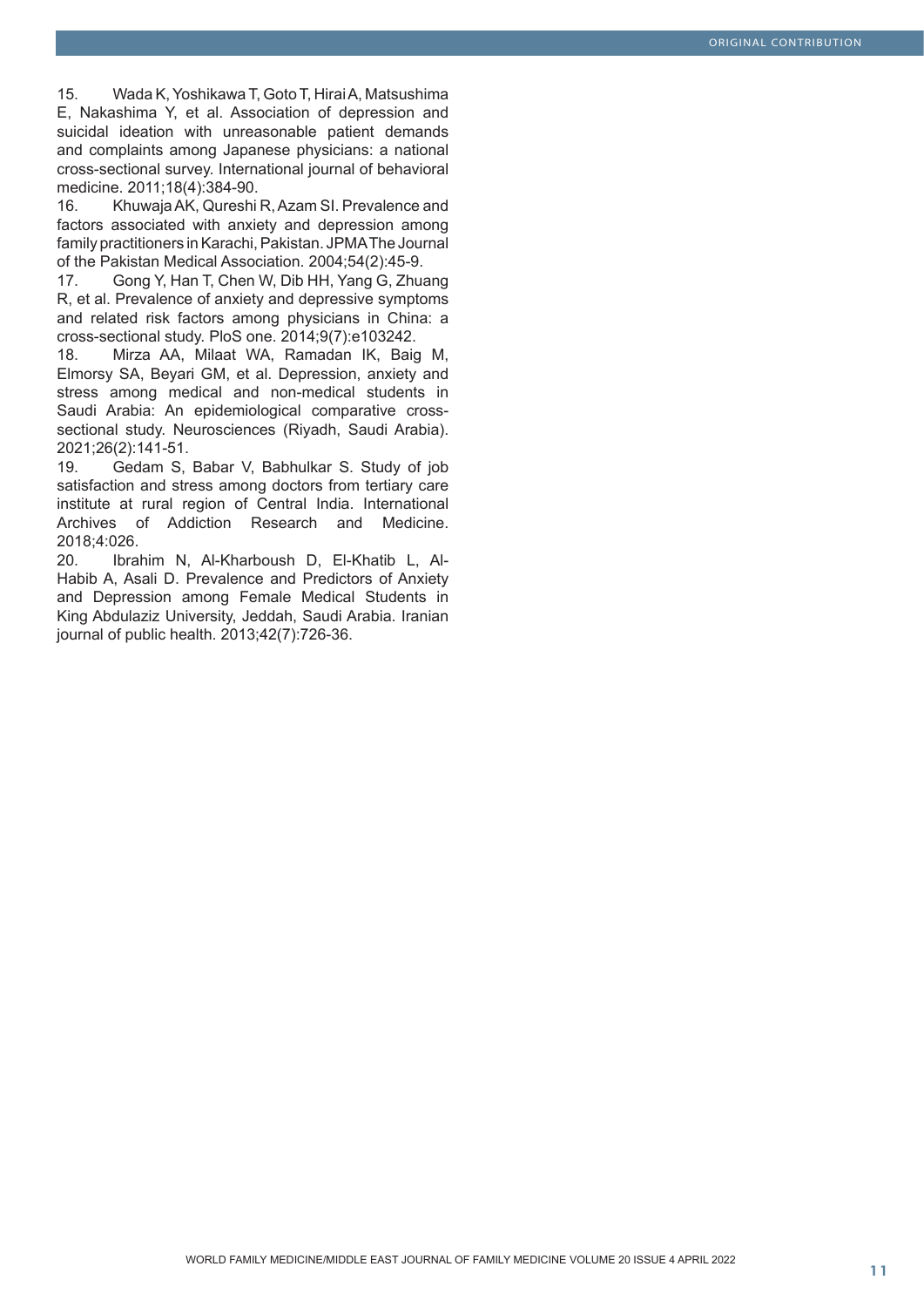15. Wada K, Yoshikawa T, Goto T, Hirai A, Matsushima E, Nakashima Y, et al. Association of depression and suicidal ideation with unreasonable patient demands and complaints among Japanese physicians: a national cross-sectional survey. International journal of behavioral medicine. 2011;18(4):384-90.

16. Khuwaja AK, Qureshi R, Azam SI. Prevalence and factors associated with anxiety and depression among family practitioners in Karachi, Pakistan. JPMA The Journal of the Pakistan Medical Association. 2004;54(2):45-9.

17. Gong Y, Han T, Chen W, Dib HH, Yang G, Zhuang R, et al. Prevalence of anxiety and depressive symptoms and related risk factors among physicians in China: a cross-sectional study. PloS one. 2014;9(7):e103242.

18. Mirza AA, Milaat WA, Ramadan IK, Baig M, Elmorsy SA, Beyari GM, et al. Depression, anxiety and stress among medical and non-medical students in Saudi Arabia: An epidemiological comparative cross-sectional study. Neurosciences (Riyadh, Saudi Arabia). 2021;26(2):141-51.

19. Gedam S, Babar V, Babhulkar S. Study of job satisfaction and stress among doctors from tertiary care institute at rural region of Central India. International Archives of Addiction Research and Medicine. 2018;4:026.

20. Ibrahim N, Al-Kharboush D, El-Khatib L, Al-Habib A, Asali D. Prevalence and Predictors of Anxiety and Depression among Female Medical Students in King Abdulaziz University, Jeddah, Saudi Arabia. Iranian journal of public health. 2013;42(7):726-36.